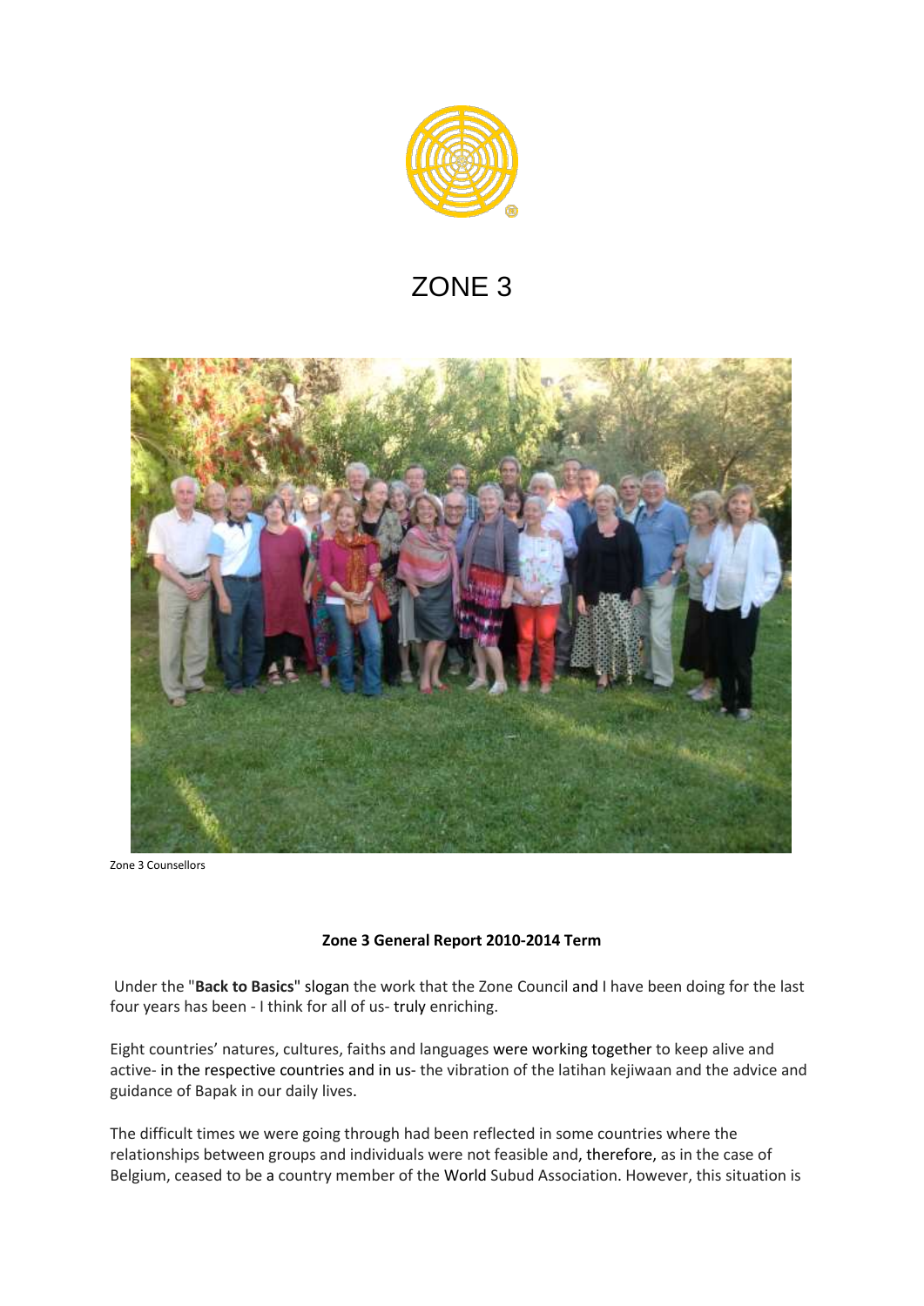# ZONE 3

Zone 3 Counsellors

**Zone 3 General Report 2010-2014 Term**

Under the "**Back to Basics**" slogan the work that the Zone Council and I have been doing for the last four years has been - I think for all of us- truly enriching.

Eight countries' natures, cultures, faiths and languages were working together to keep alive and active- in the respective countries and in us- the vibration of the latihan kejiwaan and the advice and guidance of Bapak in our daily lives.

The difficult times we were going through had been reflected in some countries where the relationships between groups and individuals were not feasible and, therefore, as in the case of Belgium, ceased to be a country member of the World Subud Association. However, this situation is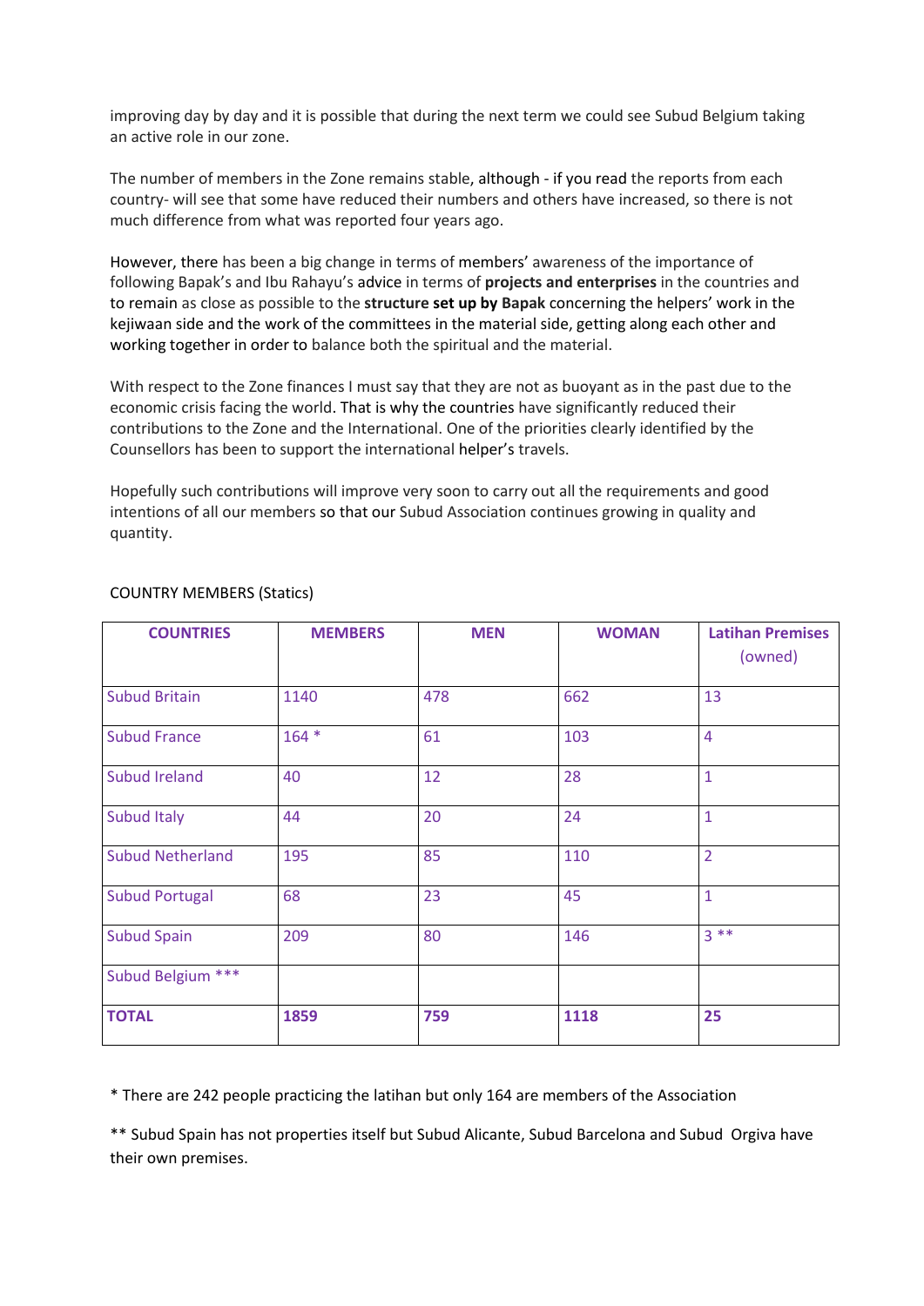improving day by day and it is possible that during the next term we could see Subud Belgium taking an active role in our zone.

The number of members in the Zone remains stable, although - if you read the reports from each country- will see that some have reduced their numbers and others have increased, so there is not much difference from what was reported four years ago.

However, there has been a big change in terms of members' awareness of the importance of following Bapak's and Ibu Rahayu's advice in terms of **projects and enterprises** in the countries and to remain as close as possible to the **structure set up by Bapak** concerning the helpers' work in the kejiwaan side and the work of the committees in the material side, getting along each other and working together in order to balance both the spiritual and the material.

With respect to the Zone finances I must say that they are not as buoyant as in the past due to the economic crisis facing the world. That is why the countries have significantly reduced their contributions to the Zone and the International. One of the priorities clearly identified by the Counsellors has been to support the international helper's travels.

Hopefully such contributions will improve very soon to carry out all the requirements and good intentions of all our members so that our Subud Association continues growing in quality and quantity.

COUNTRY MEMBERS (Statics)

| COUNTRIES | MEMBERS | MEN | WOMAN | Latihan Premises (owned) |
|---|---|---|---|---|
| Subud Britain | 1140 | 478 | 662 | 13 |
| Subud France | 164 * | 61 | 103 | 4 |
| Subud Ireland | 40 | 12 | 28 | 1 |
| Subud Italy | 44 | 20 | 24 | 1 |
| Subud Netherland | 195 | 85 | 110 | 2 |
| Subud Portugal | 68 | 23 | 45 | 1 |
| Subud Spain | 209 | 80 | 146 | 3 ** |
| Subud Belgium *** | | | | |
| **TOTAL** | **1859** | **759** | **1118** | **25** |

* There are 242 people practicing the latihan but only 164 are members of the Association

** Subud Spain has not properties itself but Subud Alicante, Subud Barcelona and Subud Orgiva have their own premises.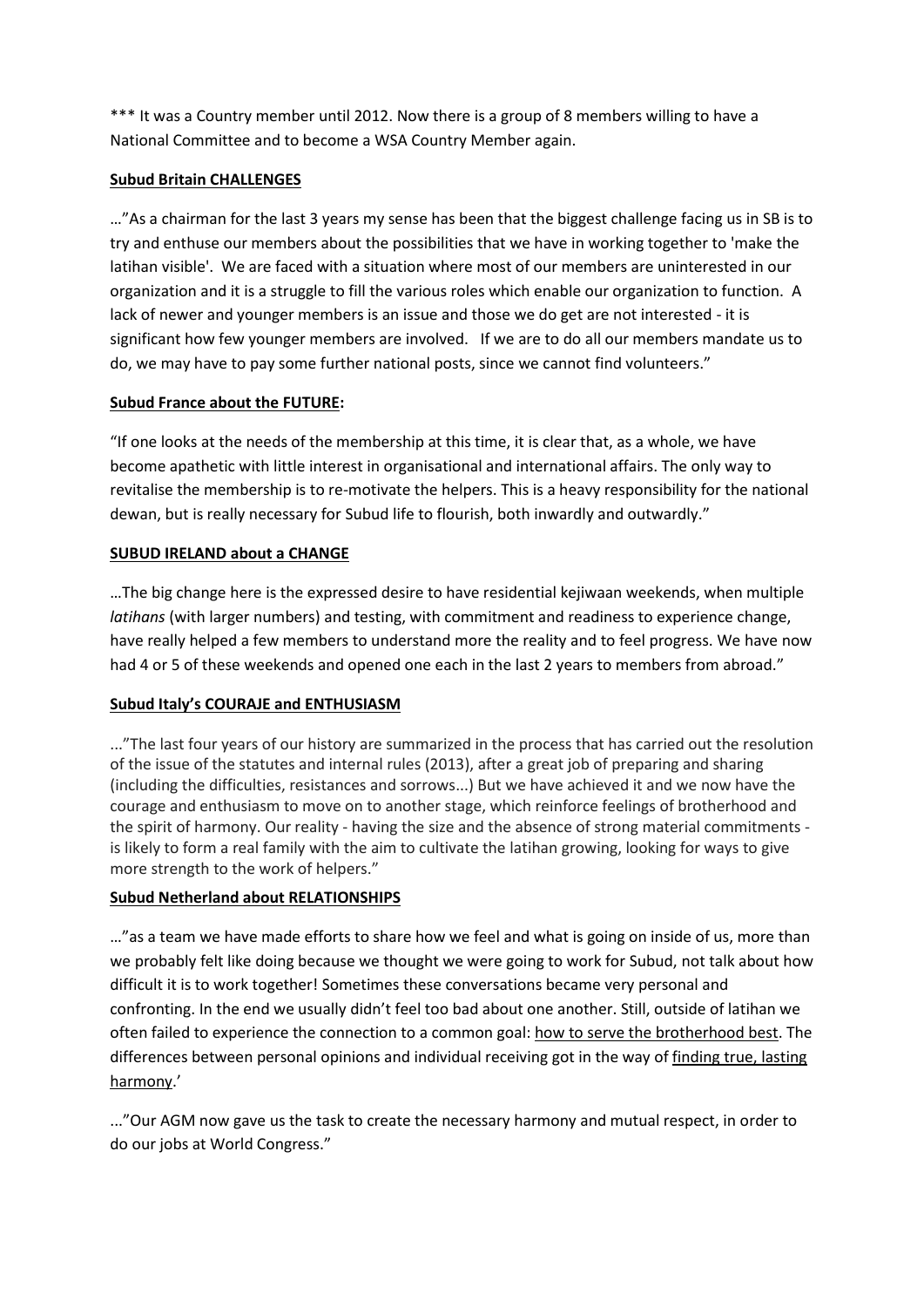*** It was a Country member until 2012. Now there is a group of 8 members willing to have a National Committee and to become a WSA Country Member again.

**Subud Britain CHALLENGES**

…"As a chairman for the last 3 years my sense has been that the biggest challenge facing us in SB is to try and enthuse our members about the possibilities that we have in working together to 'make the latihan visible'. We are faced with a situation where most of our members are uninterested in our organization and it is a struggle to fill the various roles which enable our organization to function. A lack of newer and younger members is an issue and those we do get are not interested - it is significant how few younger members are involved. If we are to do all our members mandate us to do, we may have to pay some further national posts, since we cannot find volunteers."

**Subud France about the FUTURE:**

"If one looks at the needs of the membership at this time, it is clear that, as a whole, we have become apathetic with little interest in organisational and international affairs. The only way to revitalise the membership is to re-motivate the helpers. This is a heavy responsibility for the national dewan, but is really necessary for Subud life to flourish, both inwardly and outwardly."

**SUBUD IRELAND about a CHANGE**

…The big change here is the expressed desire to have residential kejiwaan weekends, when multiple *latihans* (with larger numbers) and testing, with commitment and readiness to experience change, have really helped a few members to understand more the reality and to feel progress. We have now had 4 or 5 of these weekends and opened one each in the last 2 years to members from abroad."

**Subud Italy's COURAJE and ENTHUSIASM**

..."The last four years of our history are summarized in the process that has carried out the resolution of the issue of the statutes and internal rules (2013), after a great job of preparing and sharing (including the difficulties, resistances and sorrows...) But we have achieved it and we now have the courage and enthusiasm to move on to another stage, which reinforce feelings of brotherhood and the spirit of harmony. Our reality - having the size and the absence of strong material commitments - is likely to form a real family with the aim to cultivate the latihan growing, looking for ways to give more strength to the work of helpers."

**Subud Netherland about RELATIONSHIPS**

…"as a team we have made efforts to share how we feel and what is going on inside of us, more than we probably felt like doing because we thought we were going to work for Subud, not talk about how difficult it is to work together! Sometimes these conversations became very personal and confronting. In the end we usually didn't feel too bad about one another. Still, outside of latihan we often failed to experience the connection to a common goal: how to serve the brotherhood best. The differences between personal opinions and individual receiving got in the way of finding true, lasting harmony.'

..."Our AGM now gave us the task to create the necessary harmony and mutual respect, in order to do our jobs at World Congress."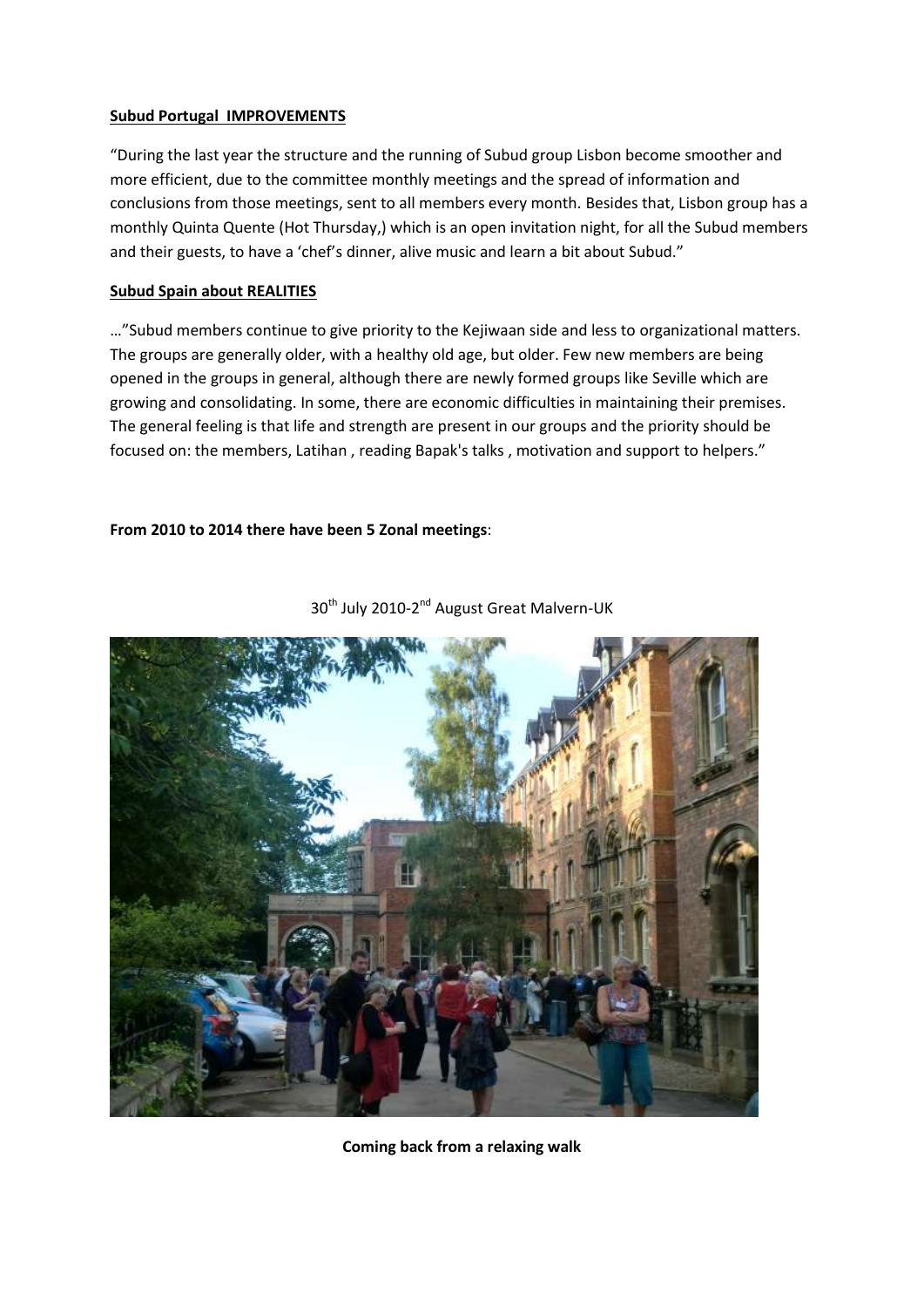**Subud Portugal IMPROVEMENTS**

"During the last year the structure and the running of Subud group Lisbon become smoother and more efficient, due to the committee monthly meetings and the spread of information and conclusions from those meetings, sent to all members every month. Besides that, Lisbon group has a monthly Quinta Quente (Hot Thursday,) which is an open invitation night, for all the Subud members and their guests, to have a 'chef's dinner, alive music and learn a bit about Subud."

**Subud Spain about REALITIES**

…"Subud members continue to give priority to the Kejiwaan side and less to organizational matters. The groups are generally older, with a healthy old age, but older. Few new members are being opened in the groups in general, although there are newly formed groups like Seville which are growing and consolidating. In some, there are economic difficulties in maintaining their premises. The general feeling is that life and strength are present in our groups and the priority should be focused on: the members, Latihan , reading Bapak's talks , motivation and support to helpers."

**From 2010 to 2014 there have been 5 Zonal meetings**:

30th July 2010-2nd August Great Malvern-UK

**Coming back from a relaxing walk**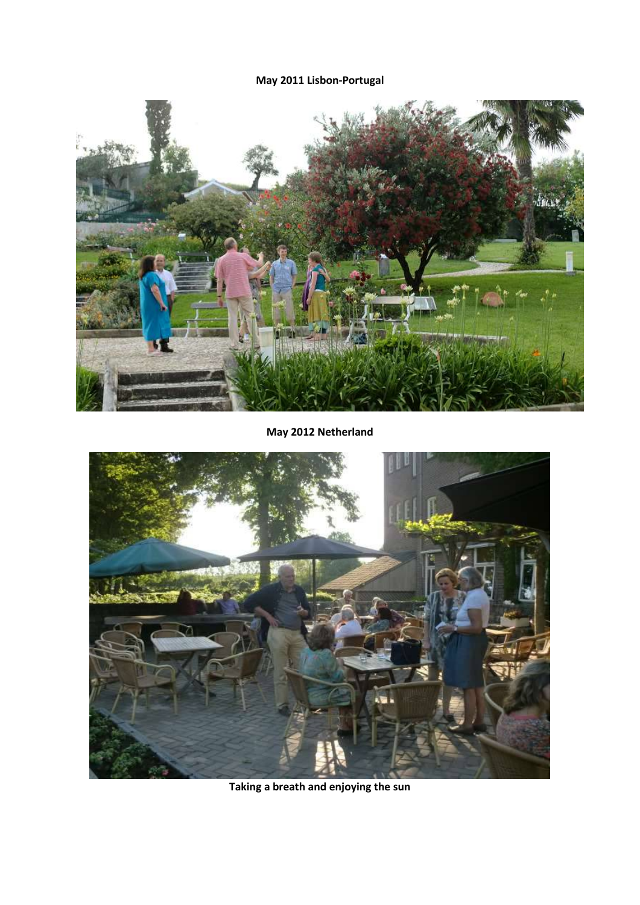**May 2011 Lisbon-Portugal**

**May 2012 Netherland**

**Taking a breath and enjoying the sun**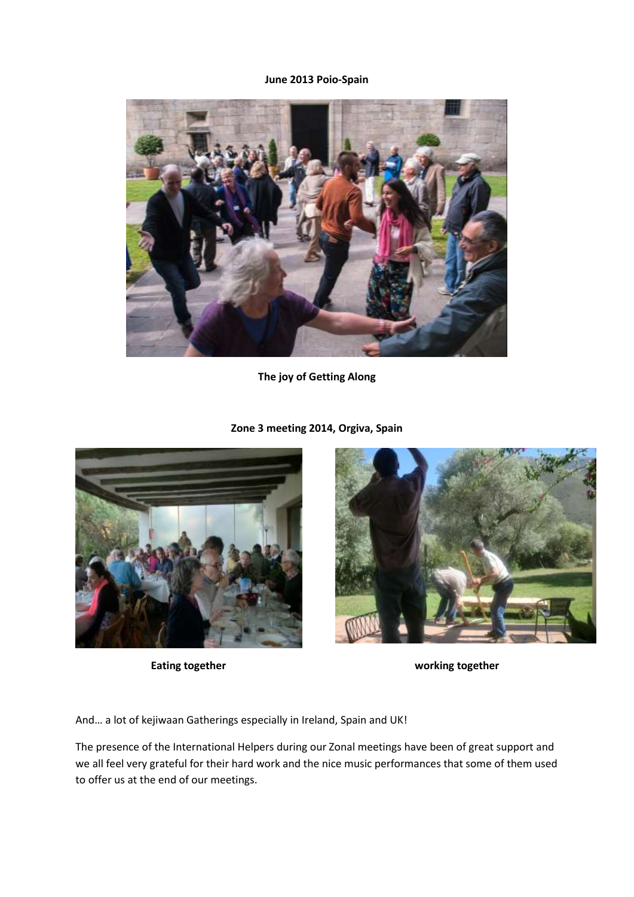**June 2013 Poio-Spain**

**The joy of Getting Along**

**Zone 3 meeting 2014, Orgiva, Spain**

**Eating together**

**working together**

And… a lot of kejiwaan Gatherings especially in Ireland, Spain and UK!

The presence of the International Helpers during our Zonal meetings have been of great support and we all feel very grateful for their hard work and the nice music performances that some of them used to offer us at the end of our meetings.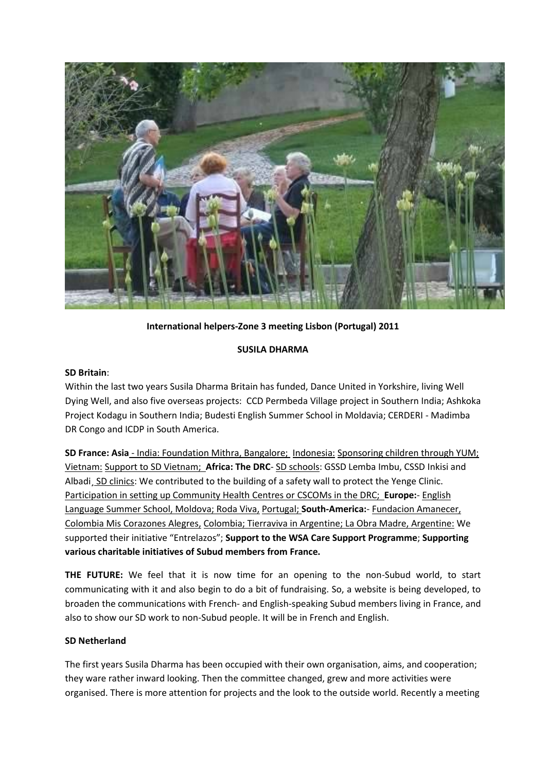**International helpers-Zone 3 meeting Lisbon (Portugal) 2011**

**SUSILA DHARMA**

**SD Britain**:

Within the last two years Susila Dharma Britain has funded, Dance United in Yorkshire, living Well Dying Well, and also five overseas projects: CCD Permbeda Village project in Southern India; Ashkoka Project Kodagu in Southern India; Budesti English Summer School in Moldavia; CERDERI - Madimba DR Congo and ICDP in South America.

**SD France: Asia** - India: Foundation Mithra, Bangalore; Indonesia: Sponsoring children through YUM; Vietnam: Support to SD Vietnam; **Africa: The DRC**- SD schools: GSSD Lemba Imbu, CSSD Inkisi and Albadi, SD clinics: We contributed to the building of a safety wall to protect the Yenge Clinic. Participation in setting up Community Health Centres or CSCOMs in the DRC; **Europe:**- English Language Summer School, Moldova; Roda Viva, Portugal; **South-America:**- Fundacion Amanecer, Colombia Mis Corazones Alegres, Colombia; Tierraviva in Argentine; La Obra Madre, Argentine: We supported their initiative "Entrelazos"; **Support to the WSA Care Support Programme**; **Supporting various charitable initiatives of Subud members from France.**

**THE FUTURE:** We feel that it is now time for an opening to the non-Subud world, to start communicating with it and also begin to do a bit of fundraising. So, a website is being developed, to broaden the communications with French- and English-speaking Subud members living in France, and also to show our SD work to non-Subud people. It will be in French and English.

**SD Netherland**

The first years Susila Dharma has been occupied with their own organisation, aims, and cooperation; they ware rather inward looking. Then the committee changed, grew and more activities were organised. There is more attention for projects and the look to the outside world. Recently a meeting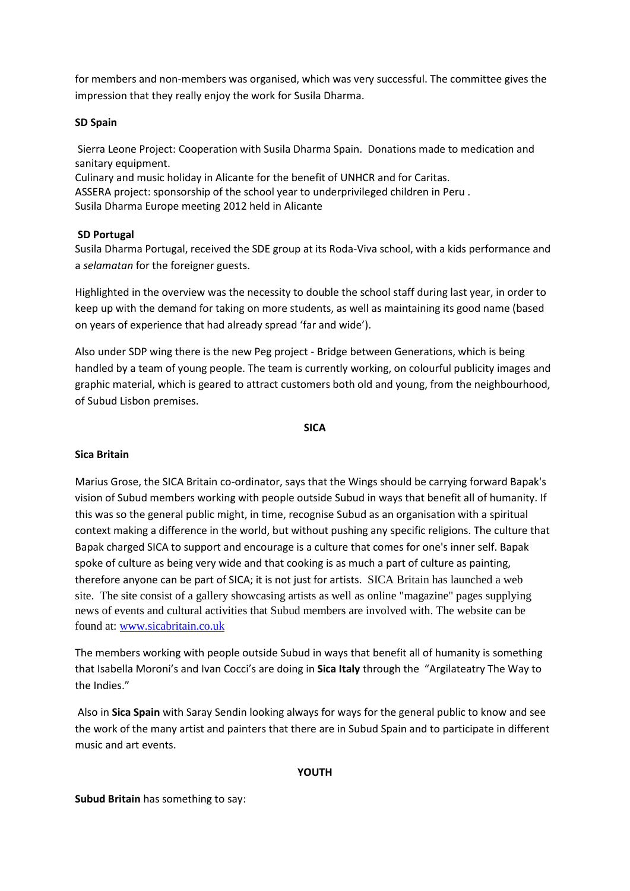for members and non-members was organised, which was very successful. The committee gives the impression that they really enjoy the work for Susila Dharma.

**SD Spain**

Sierra Leone Project: Cooperation with Susila Dharma Spain. Donations made to medication and sanitary equipment.
Culinary and music holiday in Alicante for the benefit of UNHCR and for Caritas.
ASSERA project: sponsorship of the school year to underprivileged children in Peru .
Susila Dharma Europe meeting 2012 held in Alicante

**SD Portugal**

Susila Dharma Portugal, received the SDE group at its Roda-Viva school, with a kids performance and a *selamatan* for the foreigner guests.

Highlighted in the overview was the necessity to double the school staff during last year, in order to keep up with the demand for taking on more students, as well as maintaining its good name (based on years of experience that had already spread 'far and wide').

Also under SDP wing there is the new Peg project - Bridge between Generations, which is being handled by a team of young people. The team is currently working, on colourful publicity images and graphic material, which is geared to attract customers both old and young, from the neighbourhood, of Subud Lisbon premises.

## SICA

**Sica Britain**

Marius Grose, the SICA Britain co-ordinator, says that the Wings should be carrying forward Bapak's vision of Subud members working with people outside Subud in ways that benefit all of humanity. If this was so the general public might, in time, recognise Subud as an organisation with a spiritual context making a difference in the world, but without pushing any specific religions. The culture that Bapak charged SICA to support and encourage is a culture that comes for one's inner self. Bapak spoke of culture as being very wide and that cooking is as much a part of culture as painting, therefore anyone can be part of SICA; it is not just for artists. SICA Britain has launched a web site. The site consist of a gallery showcasing artists as well as online "magazine" pages supplying news of events and cultural activities that Subud members are involved with. The website can be found at: www.sicabritain.co.uk

The members working with people outside Subud in ways that benefit all of humanity is something that Isabella Moroni's and Ivan Cocci's are doing in **Sica Italy** through the "Argilateatry The Way to the Indies."

Also in **Sica Spain** with Saray Sendin looking always for ways for the general public to know and see the work of the many artist and painters that there are in Subud Spain and to participate in different music and art events.

## YOUTH

**Subud Britain** has something to say: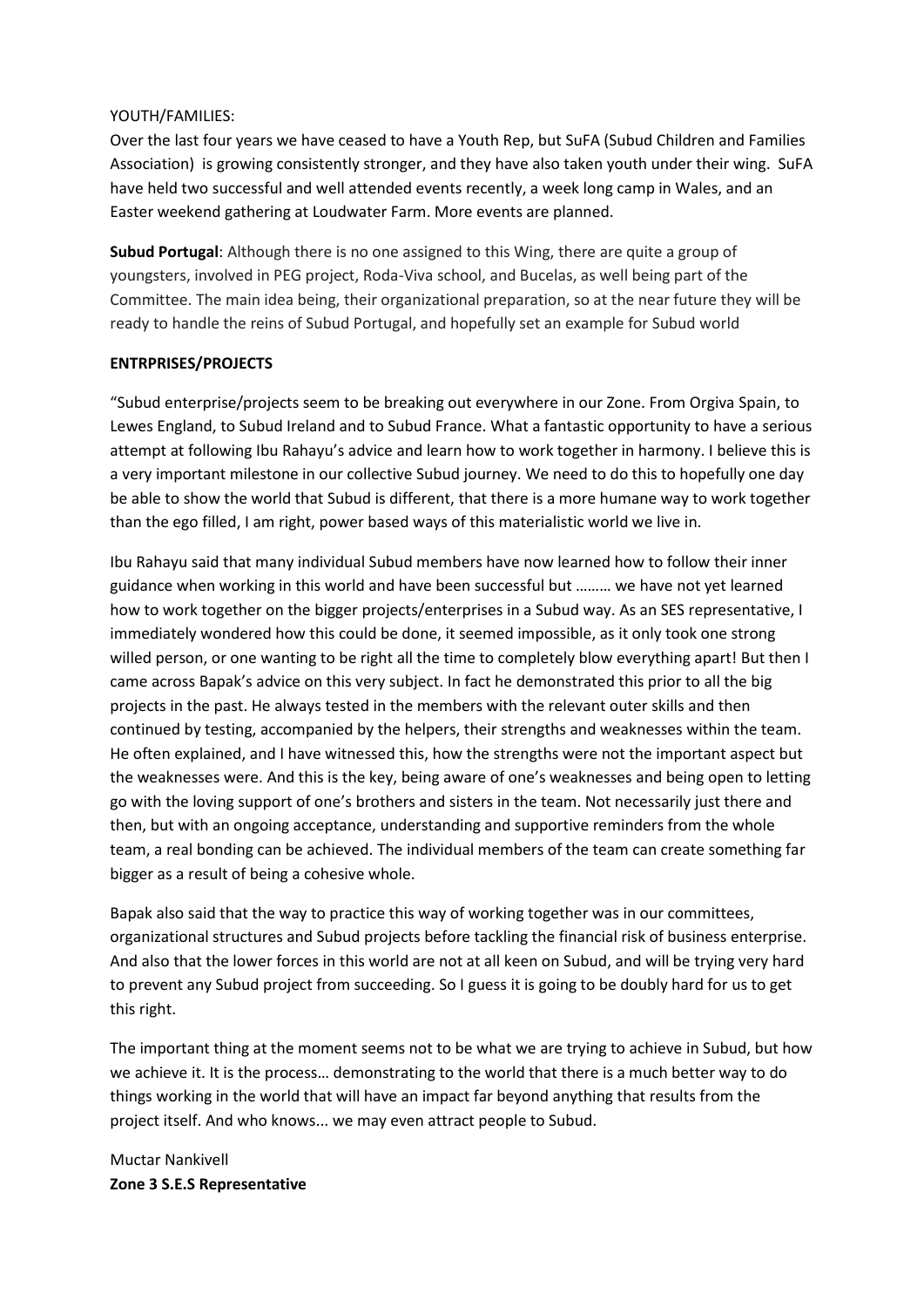YOUTH/FAMILIES:

Over the last four years we have ceased to have a Youth Rep, but SuFA (Subud Children and Families Association) is growing consistently stronger, and they have also taken youth under their wing. SuFA have held two successful and well attended events recently, a week long camp in Wales, and an Easter weekend gathering at Loudwater Farm. More events are planned.

**Subud Portugal**: Although there is no one assigned to this Wing, there are quite a group of youngsters, involved in PEG project, Roda-Viva school, and Bucelas, as well being part of the Committee. The main idea being, their organizational preparation, so at the near future they will be ready to handle the reins of Subud Portugal, and hopefully set an example for Subud world

**ENTRPRISES/PROJECTS**

"Subud enterprise/projects seem to be breaking out everywhere in our Zone. From Orgiva Spain, to Lewes England, to Subud Ireland and to Subud France. What a fantastic opportunity to have a serious attempt at following Ibu Rahayu's advice and learn how to work together in harmony. I believe this is a very important milestone in our collective Subud journey. We need to do this to hopefully one day be able to show the world that Subud is different, that there is a more humane way to work together than the ego filled, I am right, power based ways of this materialistic world we live in.

Ibu Rahayu said that many individual Subud members have now learned how to follow their inner guidance when working in this world and have been successful but ……… we have not yet learned how to work together on the bigger projects/enterprises in a Subud way. As an SES representative, I immediately wondered how this could be done, it seemed impossible, as it only took one strong willed person, or one wanting to be right all the time to completely blow everything apart! But then I came across Bapak's advice on this very subject. In fact he demonstrated this prior to all the big projects in the past. He always tested in the members with the relevant outer skills and then continued by testing, accompanied by the helpers, their strengths and weaknesses within the team. He often explained, and I have witnessed this, how the strengths were not the important aspect but the weaknesses were. And this is the key, being aware of one's weaknesses and being open to letting go with the loving support of one's brothers and sisters in the team. Not necessarily just there and then, but with an ongoing acceptance, understanding and supportive reminders from the whole team, a real bonding can be achieved. The individual members of the team can create something far bigger as a result of being a cohesive whole.

Bapak also said that the way to practice this way of working together was in our committees, organizational structures and Subud projects before tackling the financial risk of business enterprise. And also that the lower forces in this world are not at all keen on Subud, and will be trying very hard to prevent any Subud project from succeeding. So I guess it is going to be doubly hard for us to get this right.

The important thing at the moment seems not to be what we are trying to achieve in Subud, but how we achieve it. It is the process… demonstrating to the world that there is a much better way to do things working in the world that will have an impact far beyond anything that results from the project itself. And who knows... we may even attract people to Subud.

Muctar Nankivell
**Zone 3 S.E.S Representative**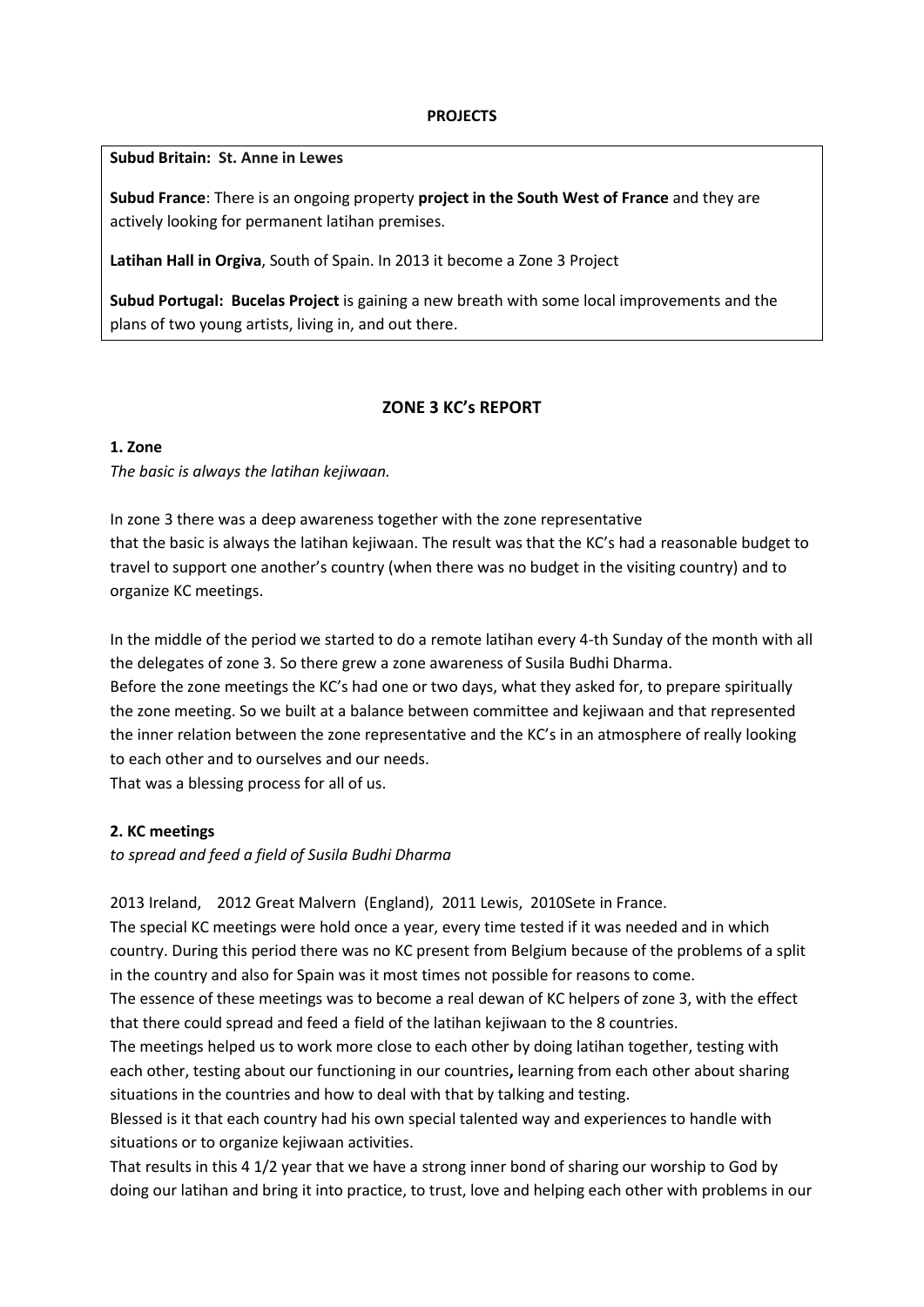**PROJECTS**

**Subud Britain: St. Anne in Lewes**

**Subud France**: There is an ongoing property **project in the South West of France** and they are actively looking for permanent latihan premises.

**Latihan Hall in Orgiva**, South of Spain. In 2013 it become a Zone 3 Project

**Subud Portugal: Bucelas Project** is gaining a new breath with some local improvements and the plans of two young artists, living in, and out there.

## ZONE 3 KC's REPORT

### 1. Zone

*The basic is always the latihan kejiwaan.*

In zone 3 there was a deep awareness together with the zone representative that the basic is always the latihan kejiwaan. The result was that the KC's had a reasonable budget to travel to support one another's country (when there was no budget in the visiting country) and to organize KC meetings.

In the middle of the period we started to do a remote latihan every 4-th Sunday of the month with all the delegates of zone 3. So there grew a zone awareness of Susila Budhi Dharma.
Before the zone meetings the KC's had one or two days, what they asked for, to prepare spiritually the zone meeting. So we built at a balance between committee and kejiwaan and that represented the inner relation between the zone representative and the KC's in an atmosphere of really looking to each other and to ourselves and our needs.
That was a blessing process for all of us.

### 2. KC meetings

*to spread and feed a field of Susila Budhi Dharma*

2013 Ireland, 2012 Great Malvern (England), 2011 Lewis, 2010Sete in France.
The special KC meetings were hold once a year, every time tested if it was needed and in which country. During this period there was no KC present from Belgium because of the problems of a split in the country and also for Spain was it most times not possible for reasons to come.
The essence of these meetings was to become a real dewan of KC helpers of zone 3, with the effect that there could spread and feed a field of the latihan kejiwaan to the 8 countries.
The meetings helped us to work more close to each other by doing latihan together, testing with each other, testing about our functioning in our countries**,** learning from each other about sharing situations in the countries and how to deal with that by talking and testing.
Blessed is it that each country had his own special talented way and experiences to handle with situations or to organize kejiwaan activities.
That results in this 4 1/2 year that we have a strong inner bond of sharing our worship to God by doing our latihan and bring it into practice, to trust, love and helping each other with problems in our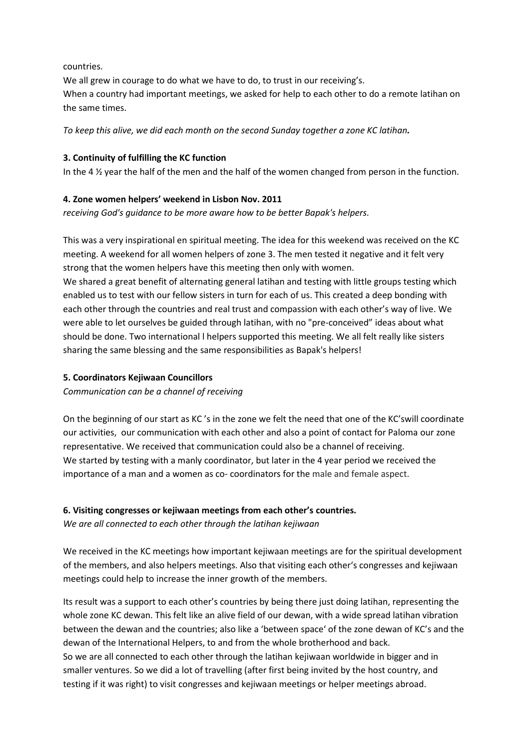countries.

We all grew in courage to do what we have to do, to trust in our receiving's.

When a country had important meetings, we asked for help to each other to do a remote latihan on the same times.

*To keep this alive, we did each month on the second Sunday together a zone KC latihan.*

**3. Continuity of fulfilling the KC function**

In the 4 ½ year the half of the men and the half of the women changed from person in the function.

**4. Zone women helpers' weekend in Lisbon Nov. 2011**

*receiving God's guidance to be more aware how to be better Bapak's helpers.*

This was a very inspirational en spiritual meeting. The idea for this weekend was received on the KC meeting. A weekend for all women helpers of zone 3. The men tested it negative and it felt very strong that the women helpers have this meeting then only with women.

We shared a great benefit of alternating general latihan and testing with little groups testing which enabled us to test with our fellow sisters in turn for each of us. This created a deep bonding with each other through the countries and real trust and compassion with each other's way of live. We were able to let ourselves be guided through latihan, with no "pre-conceived" ideas about what should be done. Two international l helpers supported this meeting. We all felt really like sisters sharing the same blessing and the same responsibilities as Bapak's helpers!

**5. Coordinators Kejiwaan Councillors**

*Communication can be a channel of receiving*

On the beginning of our start as KC 's in the zone we felt the need that one of the KC'swill coordinate our activities, our communication with each other and also a point of contact for Paloma our zone representative. We received that communication could also be a channel of receiving.

We started by testing with a manly coordinator, but later in the 4 year period we received the importance of a man and a women as co- coordinators for the male and female aspect.

**6. Visiting congresses or kejiwaan meetings from each other's countries.**

*We are all connected to each other through the latihan kejiwaan*

We received in the KC meetings how important kejiwaan meetings are for the spiritual development of the members, and also helpers meetings. Also that visiting each other's congresses and kejiwaan meetings could help to increase the inner growth of the members.

Its result was a support to each other's countries by being there just doing latihan, representing the whole zone KC dewan. This felt like an alive field of our dewan, with a wide spread latihan vibration between the dewan and the countries; also like a 'between space' of the zone dewan of KC's and the dewan of the International Helpers, to and from the whole brotherhood and back.

So we are all connected to each other through the latihan kejiwaan worldwide in bigger and in smaller ventures. So we did a lot of travelling (after first being invited by the host country, and testing if it was right) to visit congresses and kejiwaan meetings or helper meetings abroad.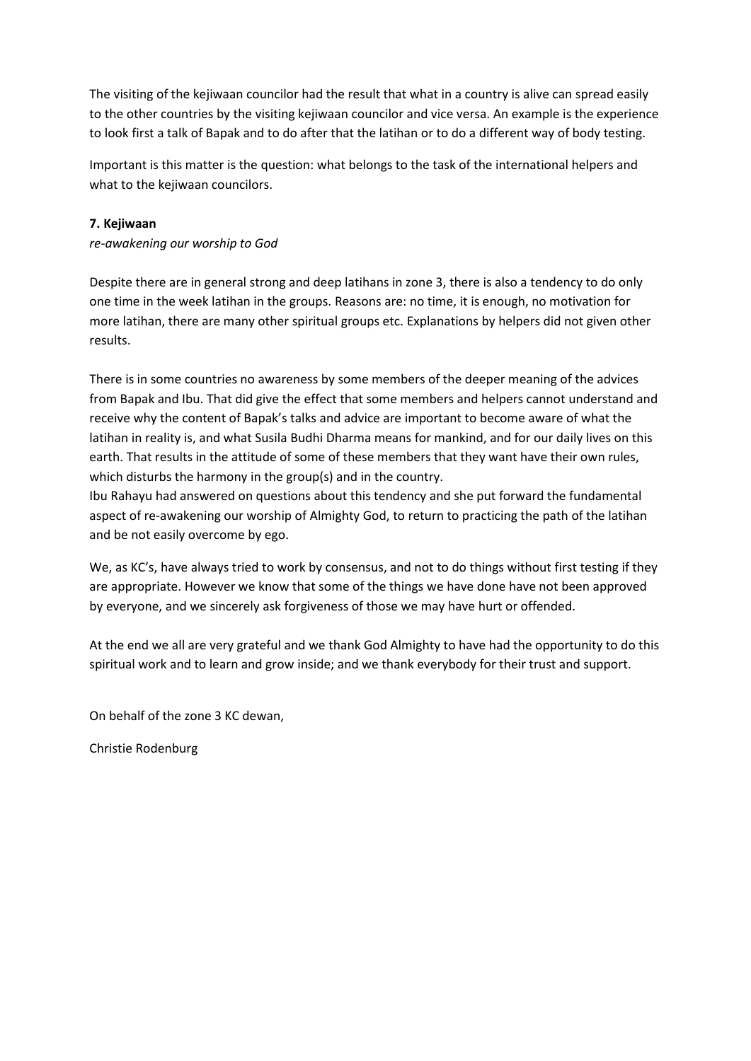The visiting of the kejiwaan councilor had the result that what in a country is alive can spread easily to the other countries by the visiting kejiwaan councilor and vice versa. An example is the experience to look first a talk of Bapak and to do after that the latihan or to do a different way of body testing.

Important is this matter is the question: what belongs to the task of the international helpers and what to the kejiwaan councilors.

**7. Kejiwaan**

*re-awakening our worship to God*

Despite there are in general strong and deep latihans in zone 3, there is also a tendency to do only one time in the week latihan in the groups. Reasons are: no time, it is enough, no motivation for more latihan, there are many other spiritual groups etc. Explanations by helpers did not given other results.

There is in some countries no awareness by some members of the deeper meaning of the advices from Bapak and Ibu. That did give the effect that some members and helpers cannot understand and receive why the content of Bapak's talks and advice are important to become aware of what the latihan in reality is, and what Susila Budhi Dharma means for mankind, and for our daily lives on this earth. That results in the attitude of some of these members that they want have their own rules, which disturbs the harmony in the group(s) and in the country.
Ibu Rahayu had answered on questions about this tendency and she put forward the fundamental aspect of re-awakening our worship of Almighty God, to return to practicing the path of the latihan and be not easily overcome by ego.

We, as KC's, have always tried to work by consensus, and not to do things without first testing if they are appropriate. However we know that some of the things we have done have not been approved by everyone, and we sincerely ask forgiveness of those we may have hurt or offended.

At the end we all are very grateful and we thank God Almighty to have had the opportunity to do this spiritual work and to learn and grow inside; and we thank everybody for their trust and support.

On behalf of the zone 3 KC dewan,

Christie Rodenburg